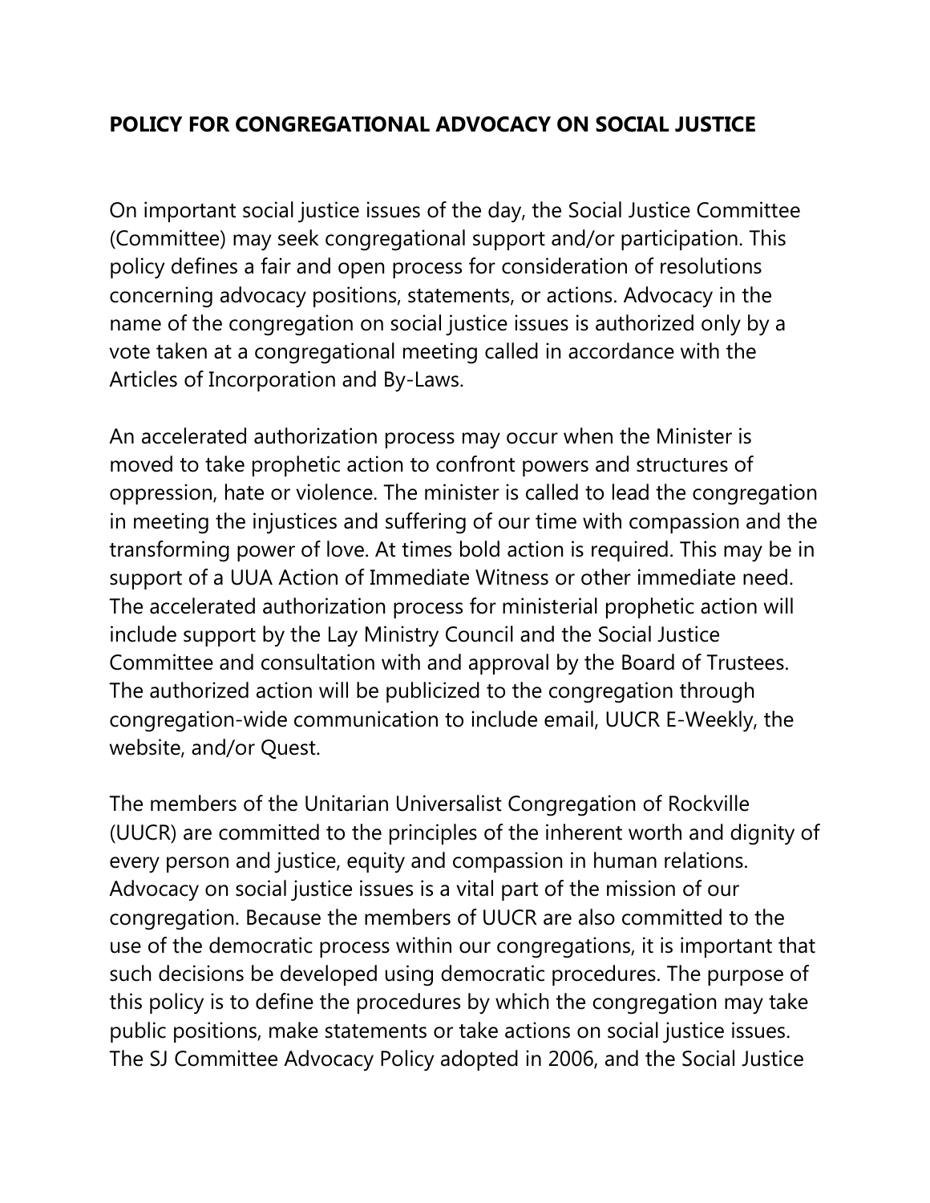# POLICY FOR CONGREGATIONAL ADVOCACY ON SOCIAL JUSTICE

On important social justice issues of the day, the Social Justice Committee (Committee) may seek congregational support and/or participation. This policy defines a fair and open process for consideration of resolutions concerning advocacy positions, statements, or actions. Advocacy in the name of the congregation on social justice issues is authorized only by a vote taken at a congregational meeting called in accordance with the Articles of Incorporation and By-Laws.

An accelerated authorization process may occur when the Minister is moved to take prophetic action to confront powers and structures of oppression, hate or violence. The minister is called to lead the congregation in meeting the injustices and suffering of our time with compassion and the transforming power of love. At times bold action is required. This may be in support of a UUA Action of Immediate Witness or other immediate need. The accelerated authorization process for ministerial prophetic action will include support by the Lay Ministry Council and the Social Justice Committee and consultation with and approval by the Board of Trustees. The authorized action will be publicized to the congregation through congregation-wide communication to include email, UUCR E-Weekly, the website, and/or Quest.

The members of the Unitarian Universalist Congregation of Rockville (UUCR) are committed to the principles of the inherent worth and dignity of every person and justice, equity and compassion in human relations. Advocacy on social justice issues is a vital part of the mission of our congregation. Because the members of UUCR are also committed to the use of the democratic process within our congregations, it is important that such decisions be developed using democratic procedures. The purpose of this policy is to define the procedures by which the congregation may take public positions, make statements or take actions on social justice issues. The SJ Committee Advocacy Policy adopted in 2006, and the Social Justice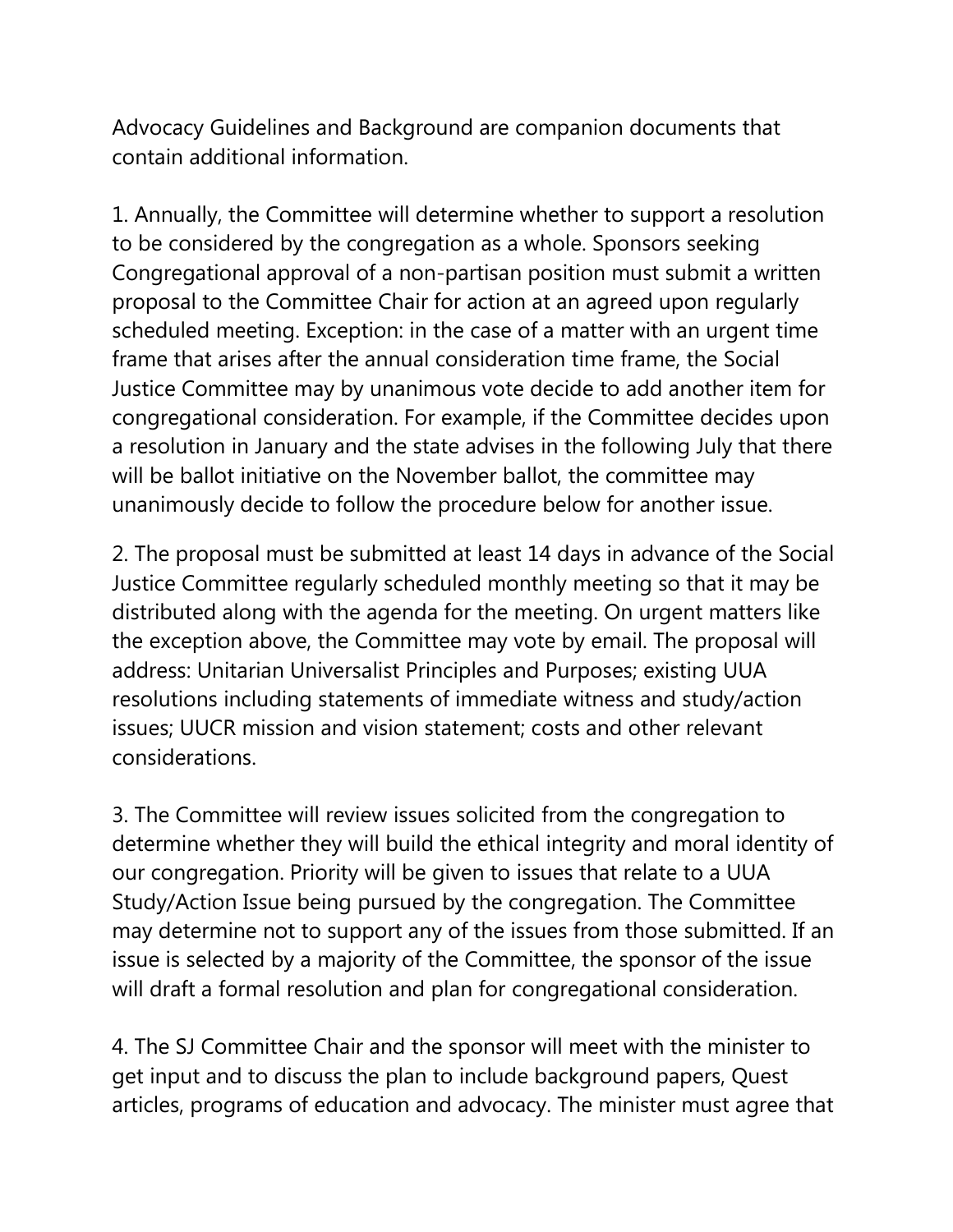Advocacy Guidelines and Background are companion documents that contain additional information.

1. Annually, the Committee will determine whether to support a resolution to be considered by the congregation as a whole. Sponsors seeking Congregational approval of a non-partisan position must submit a written proposal to the Committee Chair for action at an agreed upon regularly scheduled meeting. Exception: in the case of a matter with an urgent time frame that arises after the annual consideration time frame, the Social Justice Committee may by unanimous vote decide to add another item for congregational consideration. For example, if the Committee decides upon a resolution in January and the state advises in the following July that there will be ballot initiative on the November ballot, the committee may unanimously decide to follow the procedure below for another issue.

2. The proposal must be submitted at least 14 days in advance of the Social Justice Committee regularly scheduled monthly meeting so that it may be distributed along with the agenda for the meeting. On urgent matters like the exception above, the Committee may vote by email. The proposal will address: Unitarian Universalist Principles and Purposes; existing UUA resolutions including statements of immediate witness and study/action issues; UUCR mission and vision statement; costs and other relevant considerations.

3. The Committee will review issues solicited from the congregation to determine whether they will build the ethical integrity and moral identity of our congregation. Priority will be given to issues that relate to a UUA Study/Action Issue being pursued by the congregation. The Committee may determine not to support any of the issues from those submitted. If an issue is selected by a majority of the Committee, the sponsor of the issue will draft a formal resolution and plan for congregational consideration.

4. The SJ Committee Chair and the sponsor will meet with the minister to get input and to discuss the plan to include background papers, Quest articles, programs of education and advocacy. The minister must agree that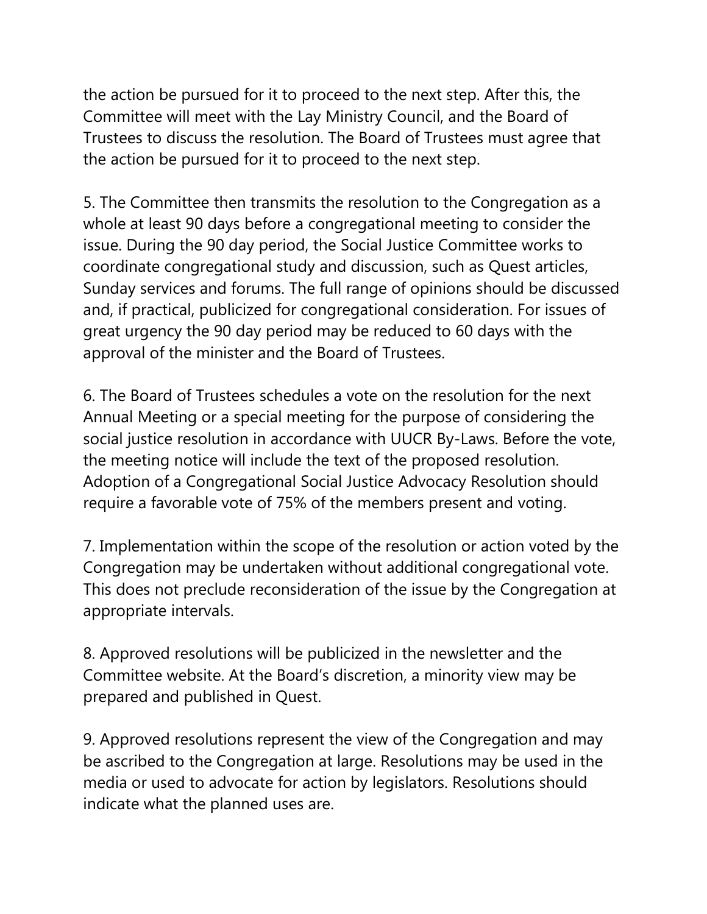the action be pursued for it to proceed to the next step. After this, the Committee will meet with the Lay Ministry Council, and the Board of Trustees to discuss the resolution. The Board of Trustees must agree that the action be pursued for it to proceed to the next step.

5. The Committee then transmits the resolution to the Congregation as a whole at least 90 days before a congregational meeting to consider the issue. During the 90 day period, the Social Justice Committee works to coordinate congregational study and discussion, such as Quest articles, Sunday services and forums. The full range of opinions should be discussed and, if practical, publicized for congregational consideration. For issues of great urgency the 90 day period may be reduced to 60 days with the approval of the minister and the Board of Trustees.

6. The Board of Trustees schedules a vote on the resolution for the next Annual Meeting or a special meeting for the purpose of considering the social justice resolution in accordance with UUCR By-Laws. Before the vote, the meeting notice will include the text of the proposed resolution. Adoption of a Congregational Social Justice Advocacy Resolution should require a favorable vote of 75% of the members present and voting.

7. Implementation within the scope of the resolution or action voted by the Congregation may be undertaken without additional congregational vote. This does not preclude reconsideration of the issue by the Congregation at appropriate intervals.

8. Approved resolutions will be publicized in the newsletter and the Committee website. At the Board's discretion, a minority view may be prepared and published in Quest.

9. Approved resolutions represent the view of the Congregation and may be ascribed to the Congregation at large. Resolutions may be used in the media or used to advocate for action by legislators. Resolutions should indicate what the planned uses are.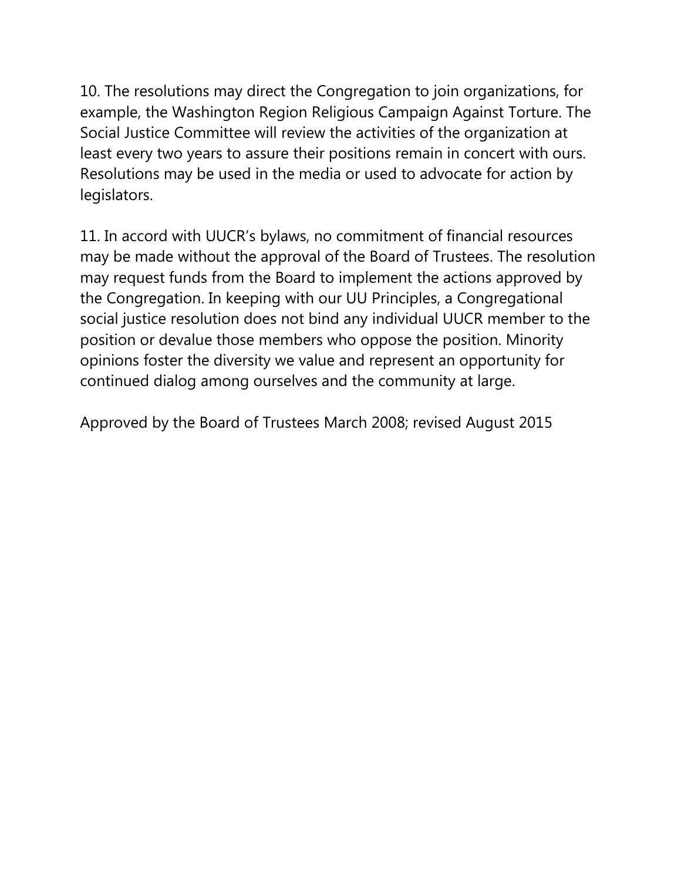10. The resolutions may direct the Congregation to join organizations, for example, the Washington Region Religious Campaign Against Torture. The Social Justice Committee will review the activities of the organization at least every two years to assure their positions remain in concert with ours. Resolutions may be used in the media or used to advocate for action by legislators.

11. In accord with UUCR's bylaws, no commitment of financial resources may be made without the approval of the Board of Trustees. The resolution may request funds from the Board to implement the actions approved by the Congregation. In keeping with our UU Principles, a Congregational social justice resolution does not bind any individual UUCR member to the position or devalue those members who oppose the position. Minority opinions foster the diversity we value and represent an opportunity for continued dialog among ourselves and the community at large.

Approved by the Board of Trustees March 2008; revised August 2015